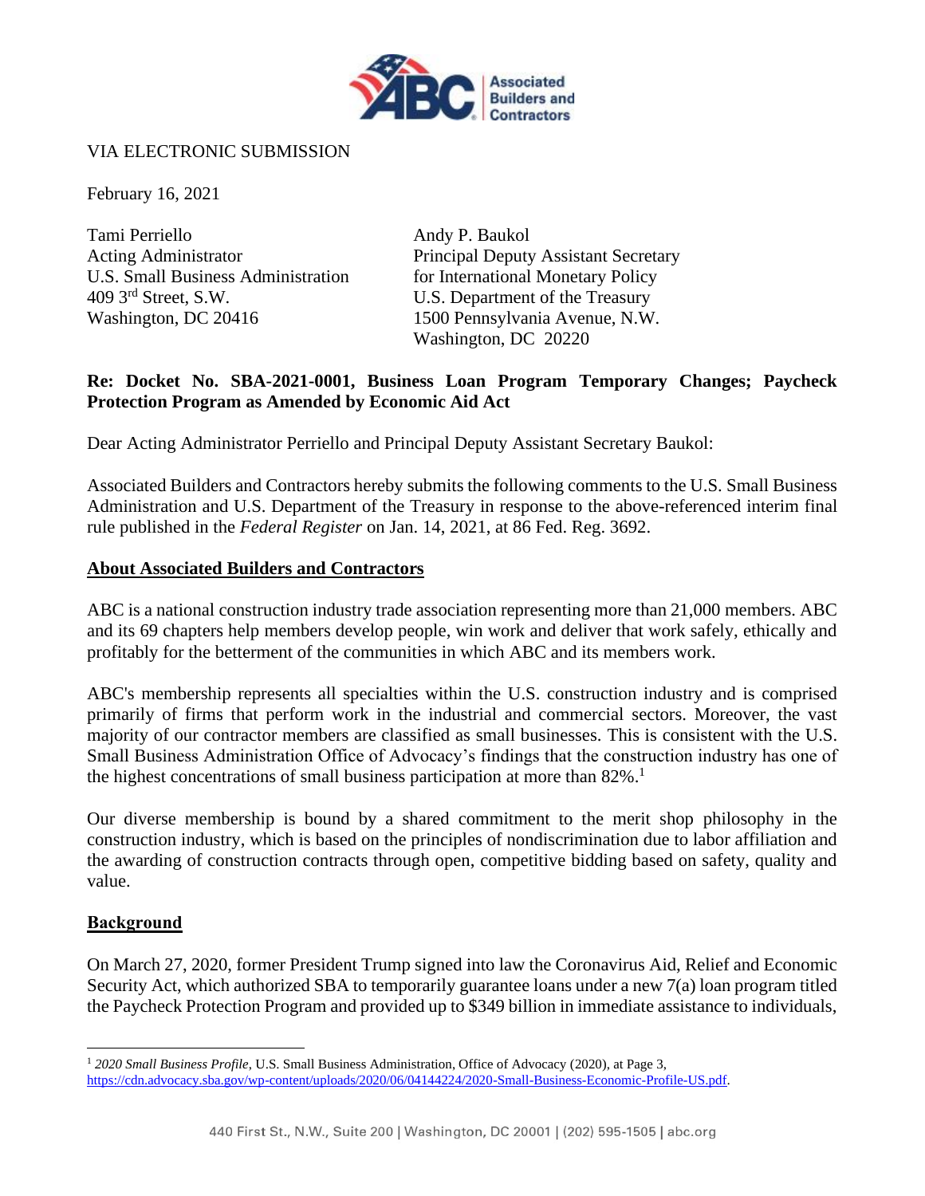VIA ELECTRONIC SUBMISSION

February 16, 2021

Tami Perriello
Acting Administrator
U.S. Small Business Administration
409 3rd Street, S.W.
Washington, DC 20416

Andy P. Baukol
Principal Deputy Assistant Secretary
for International Monetary Policy
U.S. Department of the Treasury
1500 Pennsylvania Avenue, N.W.
Washington, DC 20220

**Re: Docket No. SBA-2021-0001, Business Loan Program Temporary Changes; Paycheck Protection Program as Amended by Economic Aid Act**

Dear Acting Administrator Perriello and Principal Deputy Assistant Secretary Baukol:

Associated Builders and Contractors hereby submits the following comments to the U.S. Small Business Administration and U.S. Department of the Treasury in response to the above-referenced interim final rule published in the *Federal Register* on Jan. 14, 2021, at 86 Fed. Reg. 3692.

## About Associated Builders and Contractors

ABC is a national construction industry trade association representing more than 21,000 members. ABC and its 69 chapters help members develop people, win work and deliver that work safely, ethically and profitably for the betterment of the communities in which ABC and its members work.

ABC's membership represents all specialties within the U.S. construction industry and is comprised primarily of firms that perform work in the industrial and commercial sectors. Moreover, the vast majority of our contractor members are classified as small businesses. This is consistent with the U.S. Small Business Administration Office of Advocacy's findings that the construction industry has one of the highest concentrations of small business participation at more than 82%.[1]

Our diverse membership is bound by a shared commitment to the merit shop philosophy in the construction industry, which is based on the principles of nondiscrimination due to labor affiliation and the awarding of construction contracts through open, competitive bidding based on safety, quality and value.

## Background

On March 27, 2020, former President Trump signed into law the Coronavirus Aid, Relief and Economic Security Act, which authorized SBA to temporarily guarantee loans under a new 7(a) loan program titled the Paycheck Protection Program and provided up to $349 billion in immediate assistance to individuals,

---

[1] *2020 Small Business Profile*, U.S. Small Business Administration, Office of Advocacy (2020), at Page 3, https://cdn.advocacy.sba.gov/wp-content/uploads/2020/06/04144224/2020-Small-Business-Economic-Profile-US.pdf.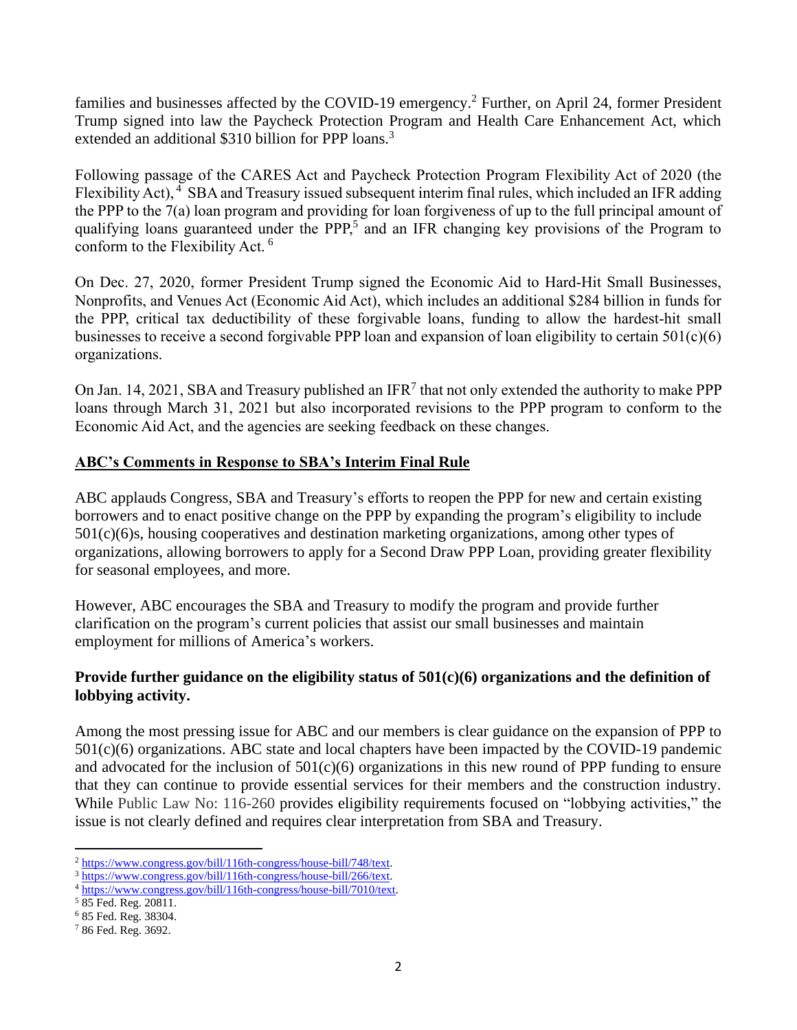families and businesses affected by the COVID-19 emergency.[2] Further, on April 24, former President Trump signed into law the Paycheck Protection Program and Health Care Enhancement Act, which extended an additional $310 billion for PPP loans.[3]

Following passage of the CARES Act and Paycheck Protection Program Flexibility Act of 2020 (the Flexibility Act),[4] SBA and Treasury issued subsequent interim final rules, which included an IFR adding the PPP to the 7(a) loan program and providing for loan forgiveness of up to the full principal amount of qualifying loans guaranteed under the PPP,[5] and an IFR changing key provisions of the Program to conform to the Flexibility Act.[6]

On Dec. 27, 2020, former President Trump signed the Economic Aid to Hard-Hit Small Businesses, Nonprofits, and Venues Act (Economic Aid Act), which includes an additional $284 billion in funds for the PPP, critical tax deductibility of these forgivable loans, funding to allow the hardest-hit small businesses to receive a second forgivable PPP loan and expansion of loan eligibility to certain 501(c)(6) organizations.

On Jan. 14, 2021, SBA and Treasury published an IFR[7] that not only extended the authority to make PPP loans through March 31, 2021 but also incorporated revisions to the PPP program to conform to the Economic Aid Act, and the agencies are seeking feedback on these changes.

**ABC's Comments in Response to SBA's Interim Final Rule**

ABC applauds Congress, SBA and Treasury's efforts to reopen the PPP for new and certain existing borrowers and to enact positive change on the PPP by expanding the program's eligibility to include 501(c)(6)s, housing cooperatives and destination marketing organizations, among other types of organizations, allowing borrowers to apply for a Second Draw PPP Loan, providing greater flexibility for seasonal employees, and more.

However, ABC encourages the SBA and Treasury to modify the program and provide further clarification on the program's current policies that assist our small businesses and maintain employment for millions of America's workers.

**Provide further guidance on the eligibility status of 501(c)(6) organizations and the definition of lobbying activity.**

Among the most pressing issue for ABC and our members is clear guidance on the expansion of PPP to 501(c)(6) organizations. ABC state and local chapters have been impacted by the COVID-19 pandemic and advocated for the inclusion of 501(c)(6) organizations in this new round of PPP funding to ensure that they can continue to provide essential services for their members and the construction industry. While Public Law No: 116-260 provides eligibility requirements focused on "lobbying activities," the issue is not clearly defined and requires clear interpretation from SBA and Treasury.

---

[2] https://www.congress.gov/bill/116th-congress/house-bill/748/text.
[3] https://www.congress.gov/bill/116th-congress/house-bill/266/text.
[4] https://www.congress.gov/bill/116th-congress/house-bill/7010/text.
[5] 85 Fed. Reg. 20811.
[6] 85 Fed. Reg. 38304.
[7] 86 Fed. Reg. 3692.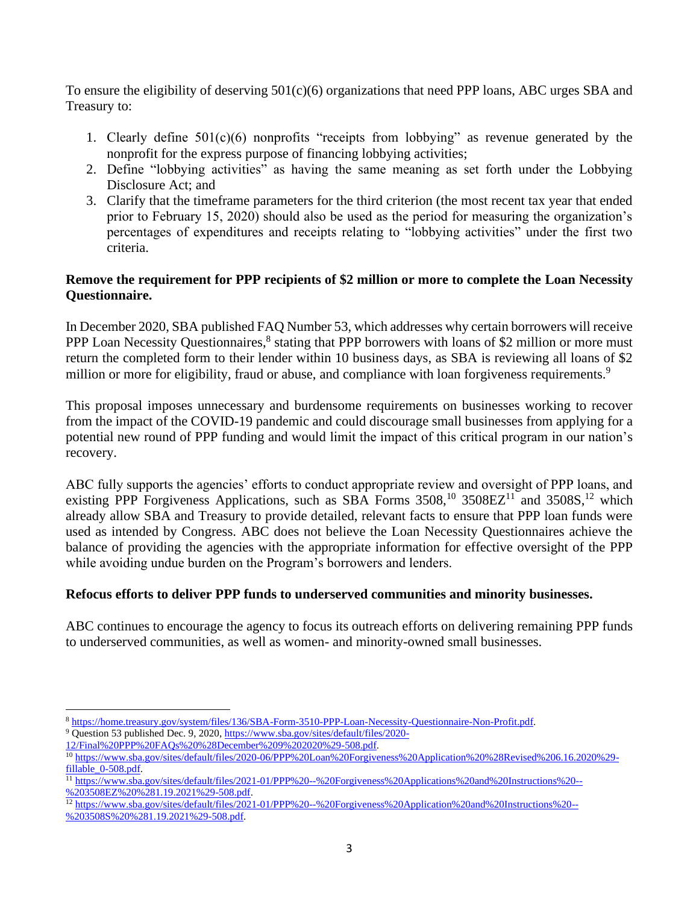To ensure the eligibility of deserving 501(c)(6) organizations that need PPP loans, ABC urges SBA and Treasury to:

1. Clearly define 501(c)(6) nonprofits "receipts from lobbying" as revenue generated by the nonprofit for the express purpose of financing lobbying activities;
2. Define "lobbying activities" as having the same meaning as set forth under the Lobbying Disclosure Act; and
3. Clarify that the timeframe parameters for the third criterion (the most recent tax year that ended prior to February 15, 2020) should also be used as the period for measuring the organization's percentages of expenditures and receipts relating to "lobbying activities" under the first two criteria.

**Remove the requirement for PPP recipients of $2 million or more to complete the Loan Necessity Questionnaire.**

In December 2020, SBA published FAQ Number 53, which addresses why certain borrowers will receive PPP Loan Necessity Questionnaires,[8] stating that PPP borrowers with loans of $2 million or more must return the completed form to their lender within 10 business days, as SBA is reviewing all loans of $2 million or more for eligibility, fraud or abuse, and compliance with loan forgiveness requirements.[9]

This proposal imposes unnecessary and burdensome requirements on businesses working to recover from the impact of the COVID-19 pandemic and could discourage small businesses from applying for a potential new round of PPP funding and would limit the impact of this critical program in our nation's recovery.

ABC fully supports the agencies' efforts to conduct appropriate review and oversight of PPP loans, and existing PPP Forgiveness Applications, such as SBA Forms 3508,[10] 3508EZ[11] and 3508S,[12] which already allow SBA and Treasury to provide detailed, relevant facts to ensure that PPP loan funds were used as intended by Congress. ABC does not believe the Loan Necessity Questionnaires achieve the balance of providing the agencies with the appropriate information for effective oversight of the PPP while avoiding undue burden on the Program's borrowers and lenders.

**Refocus efforts to deliver PPP funds to underserved communities and minority businesses.**

ABC continues to encourage the agency to focus its outreach efforts on delivering remaining PPP funds to underserved communities, as well as women- and minority-owned small businesses.

---

[8] https://home.treasury.gov/system/files/136/SBA-Form-3510-PPP-Loan-Necessity-Questionnaire-Non-Profit.pdf.

[9] Question 53 published Dec. 9, 2020, https://www.sba.gov/sites/default/files/2020-12/Final%20PPP%20FAQs%20%28December%209%202020%29-508.pdf.

[10] https://www.sba.gov/sites/default/files/2020-06/PPP%20Loan%20Forgiveness%20Application%20%28Revised%206.16.2020%29-fillable_0-508.pdf.

[11] https://www.sba.gov/sites/default/files/2021-01/PPP%20--%20Forgiveness%20Applications%20and%20Instructions%20--%203508EZ%20%281.19.2021%29-508.pdf.

[12] https://www.sba.gov/sites/default/files/2021-01/PPP%20--%20Forgiveness%20Application%20and%20Instructions%20--%203508S%20%281.19.2021%29-508.pdf.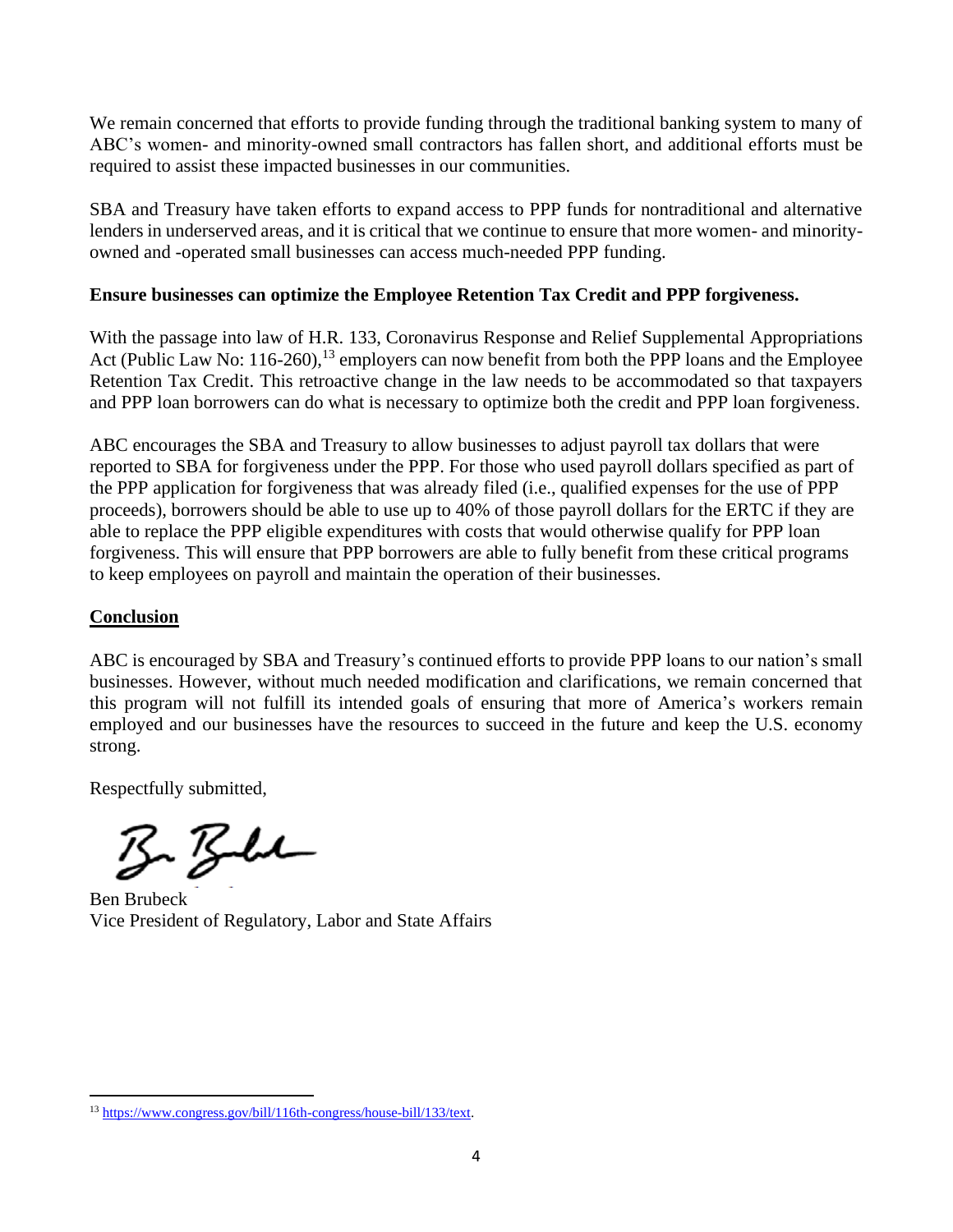We remain concerned that efforts to provide funding through the traditional banking system to many of ABC's women- and minority-owned small contractors has fallen short, and additional efforts must be required to assist these impacted businesses in our communities.

SBA and Treasury have taken efforts to expand access to PPP funds for nontraditional and alternative lenders in underserved areas, and it is critical that we continue to ensure that more women- and minority-owned and -operated small businesses can access much-needed PPP funding.

**Ensure businesses can optimize the Employee Retention Tax Credit and PPP forgiveness.**

With the passage into law of H.R. 133, Coronavirus Response and Relief Supplemental Appropriations Act (Public Law No: 116-260),[13] employers can now benefit from both the PPP loans and the Employee Retention Tax Credit. This retroactive change in the law needs to be accommodated so that taxpayers and PPP loan borrowers can do what is necessary to optimize both the credit and PPP loan forgiveness.

ABC encourages the SBA and Treasury to allow businesses to adjust payroll tax dollars that were reported to SBA for forgiveness under the PPP. For those who used payroll dollars specified as part of the PPP application for forgiveness that was already filed (i.e., qualified expenses for the use of PPP proceeds), borrowers should be able to use up to 40% of those payroll dollars for the ERTC if they are able to replace the PPP eligible expenditures with costs that would otherwise qualify for PPP loan forgiveness. This will ensure that PPP borrowers are able to fully benefit from these critical programs to keep employees on payroll and maintain the operation of their businesses.

## Conclusion

ABC is encouraged by SBA and Treasury's continued efforts to provide PPP loans to our nation's small businesses. However, without much needed modification and clarifications, we remain concerned that this program will not fulfill its intended goals of ensuring that more of America's workers remain employed and our businesses have the resources to succeed in the future and keep the U.S. economy strong.

Respectfully submitted,

Ben Brubeck
Vice President of Regulatory, Labor and State Affairs

---

[13] https://www.congress.gov/bill/116th-congress/house-bill/133/text.